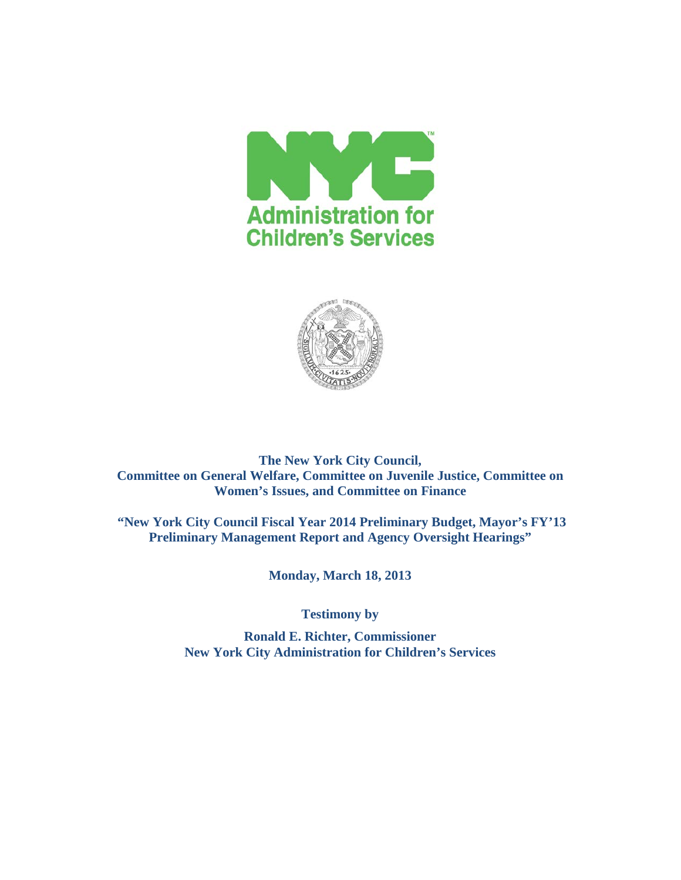NYC Administration for Children's Services

**The New York City Council, Committee on General Welfare, Committee on Juvenile Justice, Committee on Women's Issues, and Committee on Finance**

**"New York City Council Fiscal Year 2014 Preliminary Budget, Mayor's FY'13 Preliminary Management Report and Agency Oversight Hearings"**

**Monday, March 18, 2013**

**Testimony by**

**Ronald E. Richter, Commissioner**
**New York City Administration for Children's Services**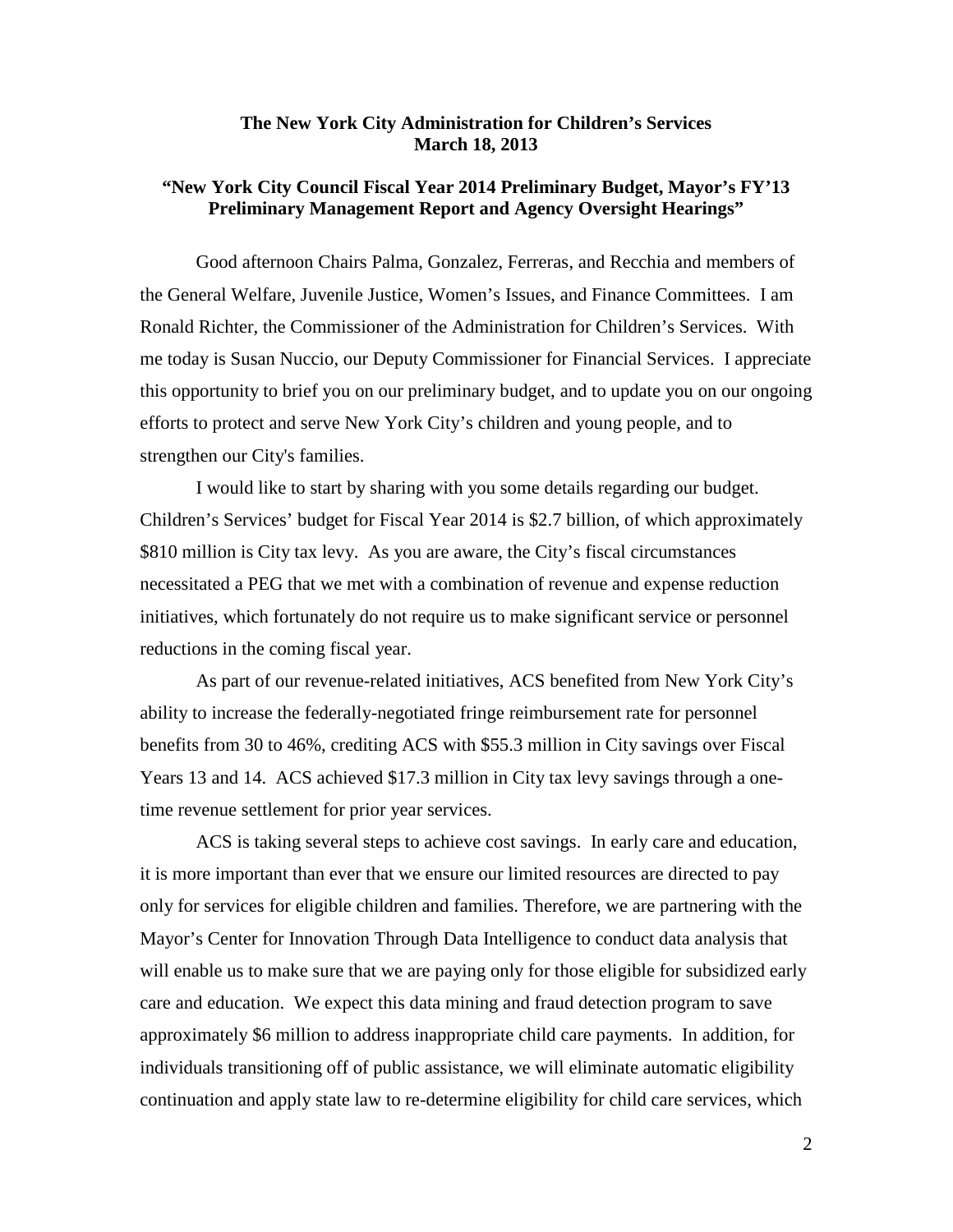**The New York City Administration for Children's Services**
**March 18, 2013**

**"New York City Council Fiscal Year 2014 Preliminary Budget, Mayor's FY'13 Preliminary Management Report and Agency Oversight Hearings"**

Good afternoon Chairs Palma, Gonzalez, Ferreras, and Recchia and members of the General Welfare, Juvenile Justice, Women's Issues, and Finance Committees. I am Ronald Richter, the Commissioner of the Administration for Children's Services. With me today is Susan Nuccio, our Deputy Commissioner for Financial Services. I appreciate this opportunity to brief you on our preliminary budget, and to update you on our ongoing efforts to protect and serve New York City's children and young people, and to strengthen our City's families.

I would like to start by sharing with you some details regarding our budget. Children's Services' budget for Fiscal Year 2014 is $2.7 billion, of which approximately $810 million is City tax levy. As you are aware, the City's fiscal circumstances necessitated a PEG that we met with a combination of revenue and expense reduction initiatives, which fortunately do not require us to make significant service or personnel reductions in the coming fiscal year.

As part of our revenue-related initiatives, ACS benefited from New York City's ability to increase the federally-negotiated fringe reimbursement rate for personnel benefits from 30 to 46%, crediting ACS with $55.3 million in City savings over Fiscal Years 13 and 14. ACS achieved $17.3 million in City tax levy savings through a one-time revenue settlement for prior year services.

ACS is taking several steps to achieve cost savings. In early care and education, it is more important than ever that we ensure our limited resources are directed to pay only for services for eligible children and families. Therefore, we are partnering with the Mayor's Center for Innovation Through Data Intelligence to conduct data analysis that will enable us to make sure that we are paying only for those eligible for subsidized early care and education. We expect this data mining and fraud detection program to save approximately $6 million to address inappropriate child care payments. In addition, for individuals transitioning off of public assistance, we will eliminate automatic eligibility continuation and apply state law to re-determine eligibility for child care services, which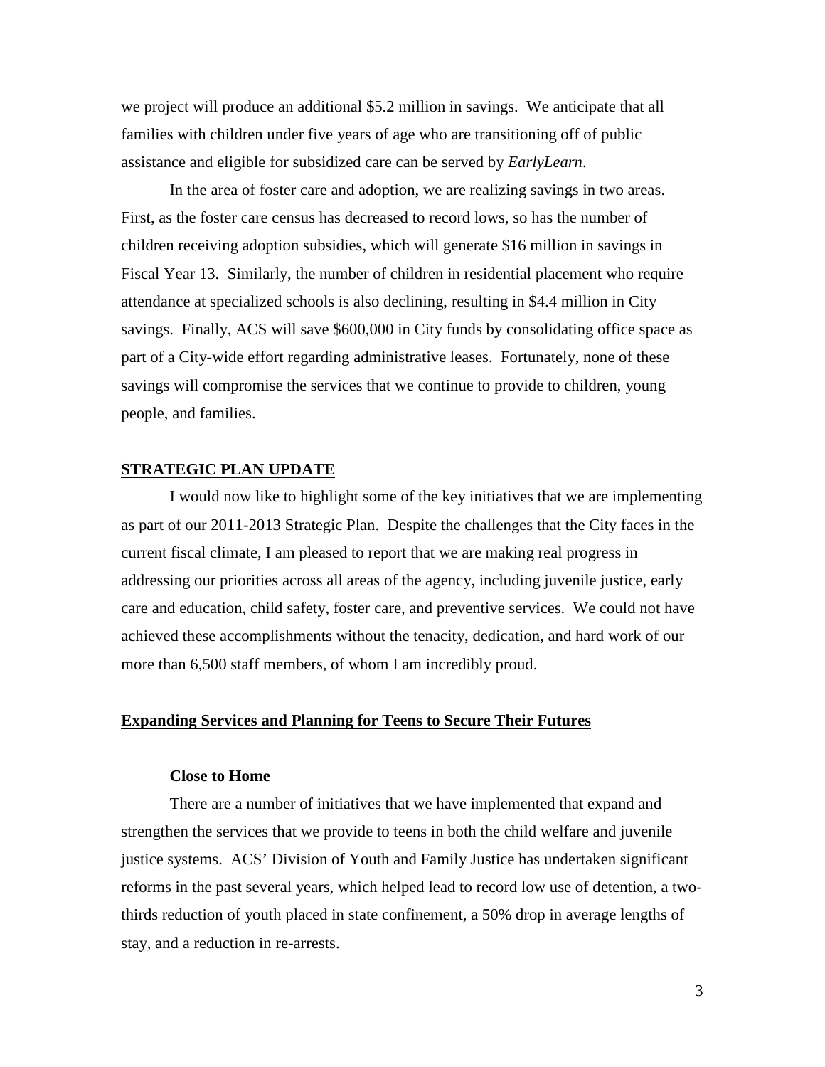we project will produce an additional $5.2 million in savings. We anticipate that all families with children under five years of age who are transitioning off of public assistance and eligible for subsidized care can be served by *EarlyLearn*.

In the area of foster care and adoption, we are realizing savings in two areas. First, as the foster care census has decreased to record lows, so has the number of children receiving adoption subsidies, which will generate $16 million in savings in Fiscal Year 13. Similarly, the number of children in residential placement who require attendance at specialized schools is also declining, resulting in $4.4 million in City savings. Finally, ACS will save $600,000 in City funds by consolidating office space as part of a City-wide effort regarding administrative leases. Fortunately, none of these savings will compromise the services that we continue to provide to children, young people, and families.

## STRATEGIC PLAN UPDATE

I would now like to highlight some of the key initiatives that we are implementing as part of our 2011-2013 Strategic Plan. Despite the challenges that the City faces in the current fiscal climate, I am pleased to report that we are making real progress in addressing our priorities across all areas of the agency, including juvenile justice, early care and education, child safety, foster care, and preventive services. We could not have achieved these accomplishments without the tenacity, dedication, and hard work of our more than 6,500 staff members, of whom I am incredibly proud.

## Expanding Services and Planning for Teens to Secure Their Futures

### Close to Home

There are a number of initiatives that we have implemented that expand and strengthen the services that we provide to teens in both the child welfare and juvenile justice systems. ACS' Division of Youth and Family Justice has undertaken significant reforms in the past several years, which helped lead to record low use of detention, a two-thirds reduction of youth placed in state confinement, a 50% drop in average lengths of stay, and a reduction in re-arrests.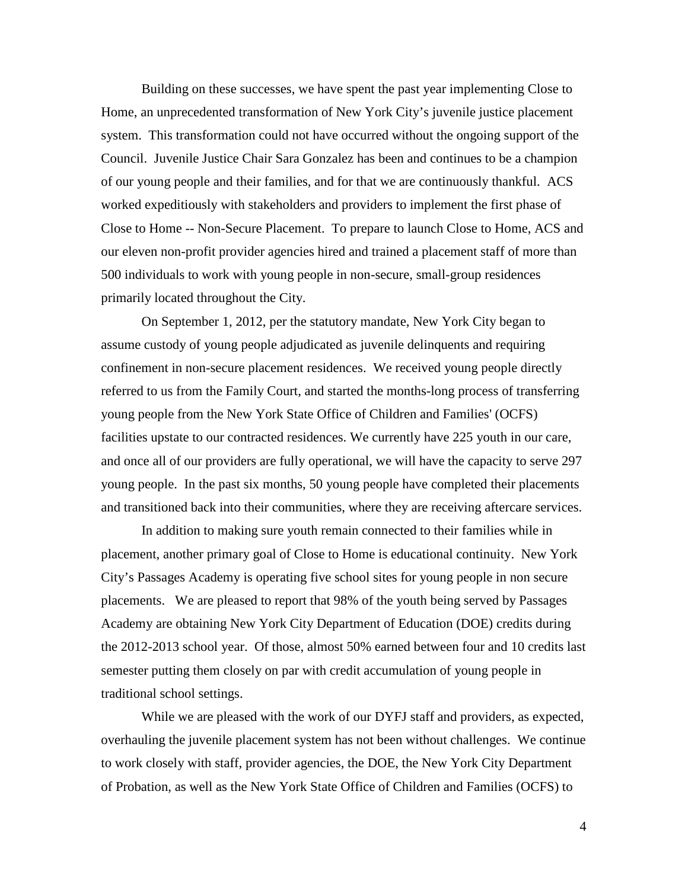Building on these successes, we have spent the past year implementing Close to Home, an unprecedented transformation of New York City's juvenile justice placement system. This transformation could not have occurred without the ongoing support of the Council. Juvenile Justice Chair Sara Gonzalez has been and continues to be a champion of our young people and their families, and for that we are continuously thankful. ACS worked expeditiously with stakeholders and providers to implement the first phase of Close to Home -- Non-Secure Placement. To prepare to launch Close to Home, ACS and our eleven non-profit provider agencies hired and trained a placement staff of more than 500 individuals to work with young people in non-secure, small-group residences primarily located throughout the City.

On September 1, 2012, per the statutory mandate, New York City began to assume custody of young people adjudicated as juvenile delinquents and requiring confinement in non-secure placement residences. We received young people directly referred to us from the Family Court, and started the months-long process of transferring young people from the New York State Office of Children and Families' (OCFS) facilities upstate to our contracted residences. We currently have 225 youth in our care, and once all of our providers are fully operational, we will have the capacity to serve 297 young people. In the past six months, 50 young people have completed their placements and transitioned back into their communities, where they are receiving aftercare services.

In addition to making sure youth remain connected to their families while in placement, another primary goal of Close to Home is educational continuity. New York City's Passages Academy is operating five school sites for young people in non secure placements. We are pleased to report that 98% of the youth being served by Passages Academy are obtaining New York City Department of Education (DOE) credits during the 2012-2013 school year. Of those, almost 50% earned between four and 10 credits last semester putting them closely on par with credit accumulation of young people in traditional school settings.

While we are pleased with the work of our DYFJ staff and providers, as expected, overhauling the juvenile placement system has not been without challenges. We continue to work closely with staff, provider agencies, the DOE, the New York City Department of Probation, as well as the New York State Office of Children and Families (OCFS) to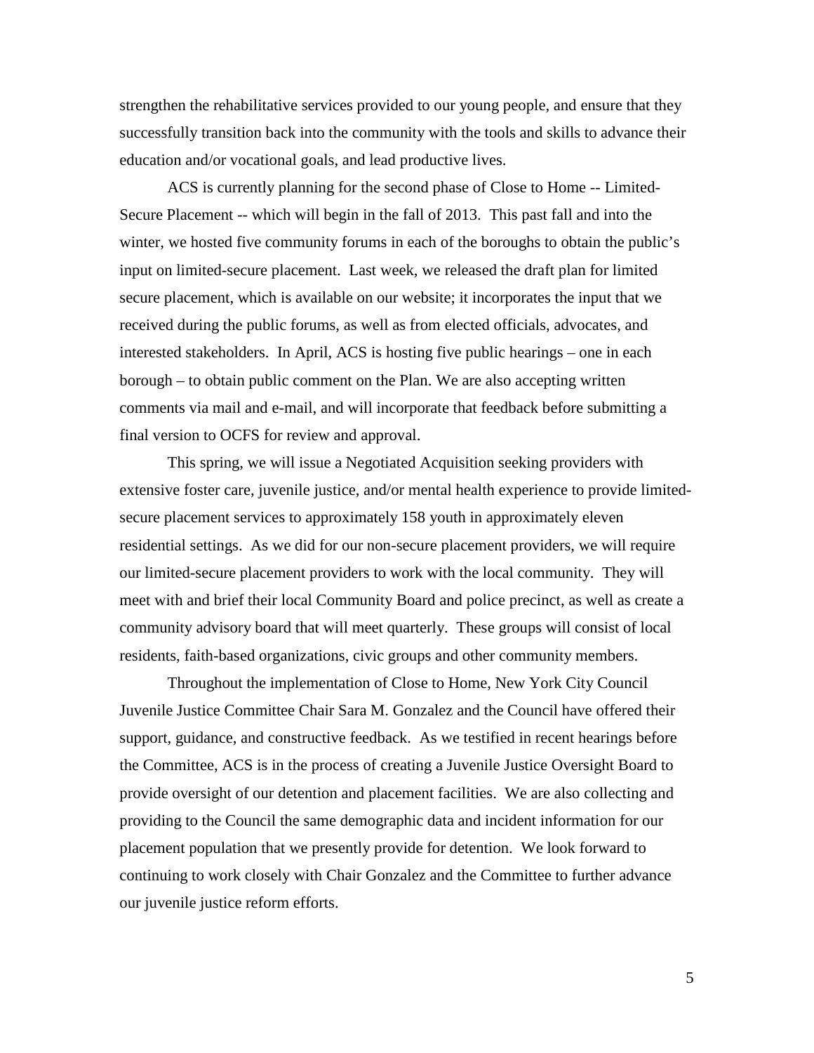strengthen the rehabilitative services provided to our young people, and ensure that they successfully transition back into the community with the tools and skills to advance their education and/or vocational goals, and lead productive lives.

ACS is currently planning for the second phase of Close to Home -- Limited-Secure Placement -- which will begin in the fall of 2013. This past fall and into the winter, we hosted five community forums in each of the boroughs to obtain the public's input on limited-secure placement. Last week, we released the draft plan for limited secure placement, which is available on our website; it incorporates the input that we received during the public forums, as well as from elected officials, advocates, and interested stakeholders. In April, ACS is hosting five public hearings – one in each borough – to obtain public comment on the Plan. We are also accepting written comments via mail and e-mail, and will incorporate that feedback before submitting a final version to OCFS for review and approval.

This spring, we will issue a Negotiated Acquisition seeking providers with extensive foster care, juvenile justice, and/or mental health experience to provide limited-secure placement services to approximately 158 youth in approximately eleven residential settings. As we did for our non-secure placement providers, we will require our limited-secure placement providers to work with the local community. They will meet with and brief their local Community Board and police precinct, as well as create a community advisory board that will meet quarterly. These groups will consist of local residents, faith-based organizations, civic groups and other community members.

Throughout the implementation of Close to Home, New York City Council Juvenile Justice Committee Chair Sara M. Gonzalez and the Council have offered their support, guidance, and constructive feedback. As we testified in recent hearings before the Committee, ACS is in the process of creating a Juvenile Justice Oversight Board to provide oversight of our detention and placement facilities. We are also collecting and providing to the Council the same demographic data and incident information for our placement population that we presently provide for detention. We look forward to continuing to work closely with Chair Gonzalez and the Committee to further advance our juvenile justice reform efforts.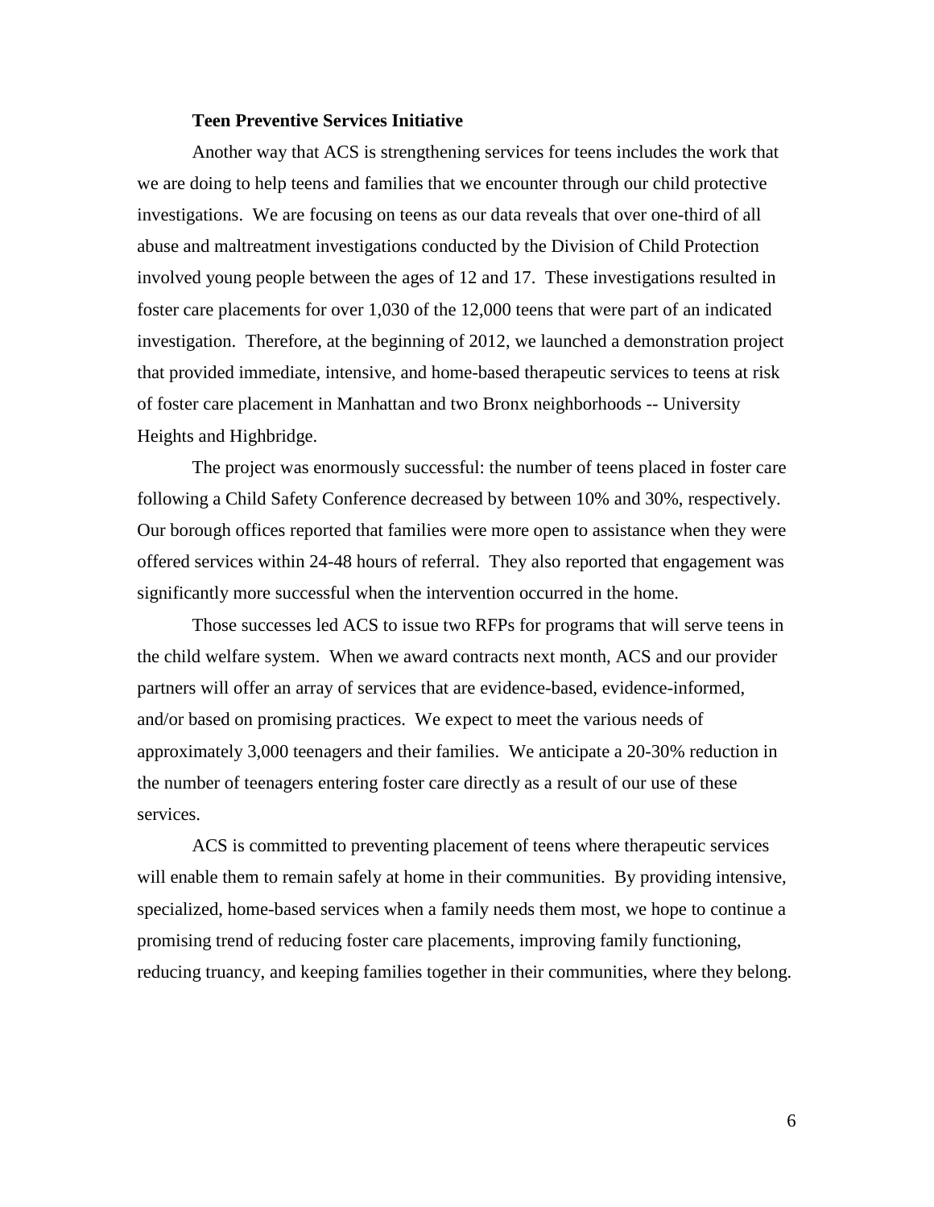**Teen Preventive Services Initiative**

Another way that ACS is strengthening services for teens includes the work that we are doing to help teens and families that we encounter through our child protective investigations. We are focusing on teens as our data reveals that over one-third of all abuse and maltreatment investigations conducted by the Division of Child Protection involved young people between the ages of 12 and 17. These investigations resulted in foster care placements for over 1,030 of the 12,000 teens that were part of an indicated investigation. Therefore, at the beginning of 2012, we launched a demonstration project that provided immediate, intensive, and home-based therapeutic services to teens at risk of foster care placement in Manhattan and two Bronx neighborhoods -- University Heights and Highbridge.

The project was enormously successful: the number of teens placed in foster care following a Child Safety Conference decreased by between 10% and 30%, respectively. Our borough offices reported that families were more open to assistance when they were offered services within 24-48 hours of referral. They also reported that engagement was significantly more successful when the intervention occurred in the home.

Those successes led ACS to issue two RFPs for programs that will serve teens in the child welfare system. When we award contracts next month, ACS and our provider partners will offer an array of services that are evidence-based, evidence-informed, and/or based on promising practices. We expect to meet the various needs of approximately 3,000 teenagers and their families. We anticipate a 20-30% reduction in the number of teenagers entering foster care directly as a result of our use of these services.

ACS is committed to preventing placement of teens where therapeutic services will enable them to remain safely at home in their communities. By providing intensive, specialized, home-based services when a family needs them most, we hope to continue a promising trend of reducing foster care placements, improving family functioning, reducing truancy, and keeping families together in their communities, where they belong.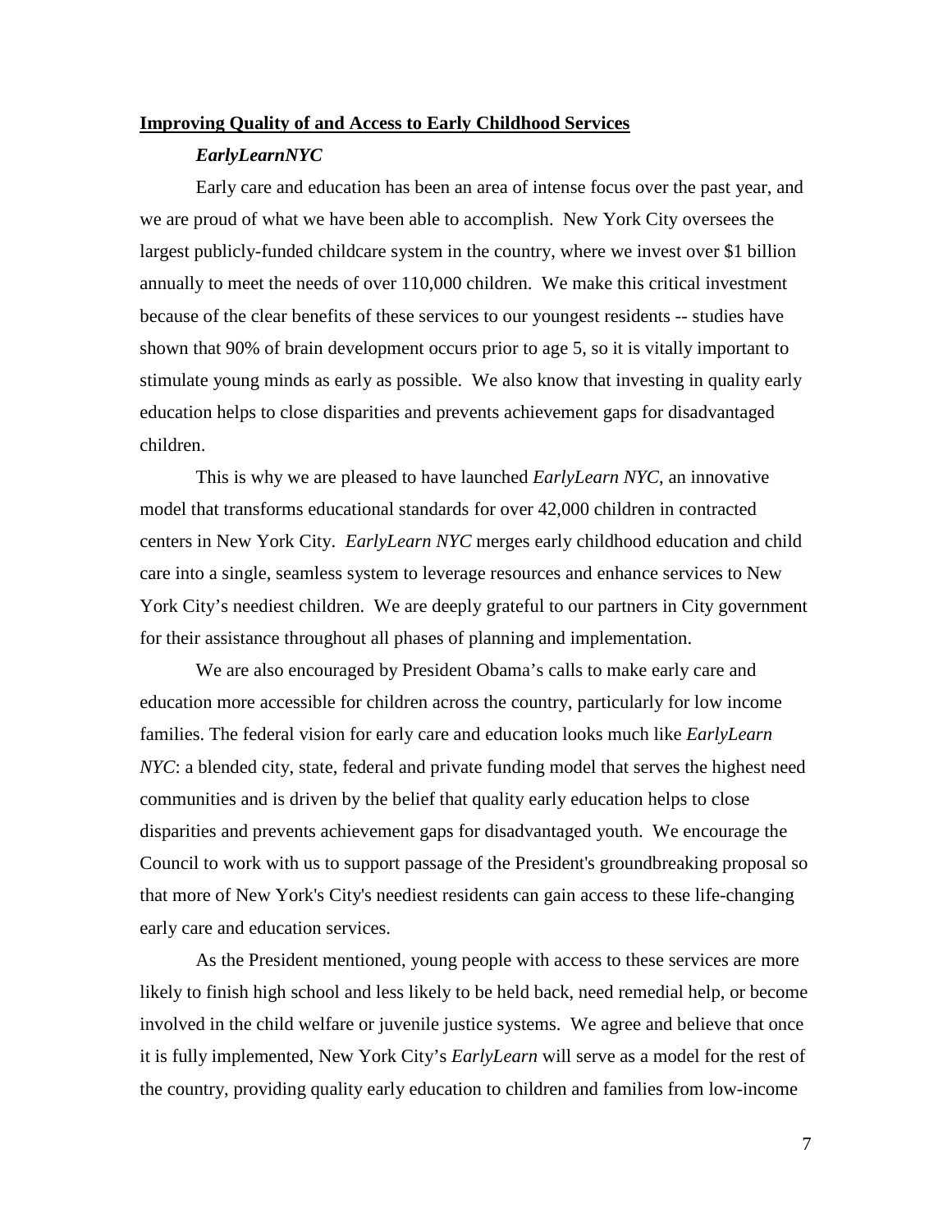**Improving Quality of and Access to Early Childhood Services**

***EarlyLearnNYC***

Early care and education has been an area of intense focus over the past year, and we are proud of what we have been able to accomplish. New York City oversees the largest publicly-funded childcare system in the country, where we invest over $1 billion annually to meet the needs of over 110,000 children. We make this critical investment because of the clear benefits of these services to our youngest residents -- studies have shown that 90% of brain development occurs prior to age 5, so it is vitally important to stimulate young minds as early as possible. We also know that investing in quality early education helps to close disparities and prevents achievement gaps for disadvantaged children.

This is why we are pleased to have launched *EarlyLearn NYC*, an innovative model that transforms educational standards for over 42,000 children in contracted centers in New York City. *EarlyLearn NYC* merges early childhood education and child care into a single, seamless system to leverage resources and enhance services to New York City's neediest children. We are deeply grateful to our partners in City government for their assistance throughout all phases of planning and implementation.

We are also encouraged by President Obama's calls to make early care and education more accessible for children across the country, particularly for low income families. The federal vision for early care and education looks much like *EarlyLearn NYC*: a blended city, state, federal and private funding model that serves the highest need communities and is driven by the belief that quality early education helps to close disparities and prevents achievement gaps for disadvantaged youth. We encourage the Council to work with us to support passage of the President's groundbreaking proposal so that more of New York's City's neediest residents can gain access to these life-changing early care and education services.

As the President mentioned, young people with access to these services are more likely to finish high school and less likely to be held back, need remedial help, or become involved in the child welfare or juvenile justice systems. We agree and believe that once it is fully implemented, New York City's *EarlyLearn* will serve as a model for the rest of the country, providing quality early education to children and families from low-income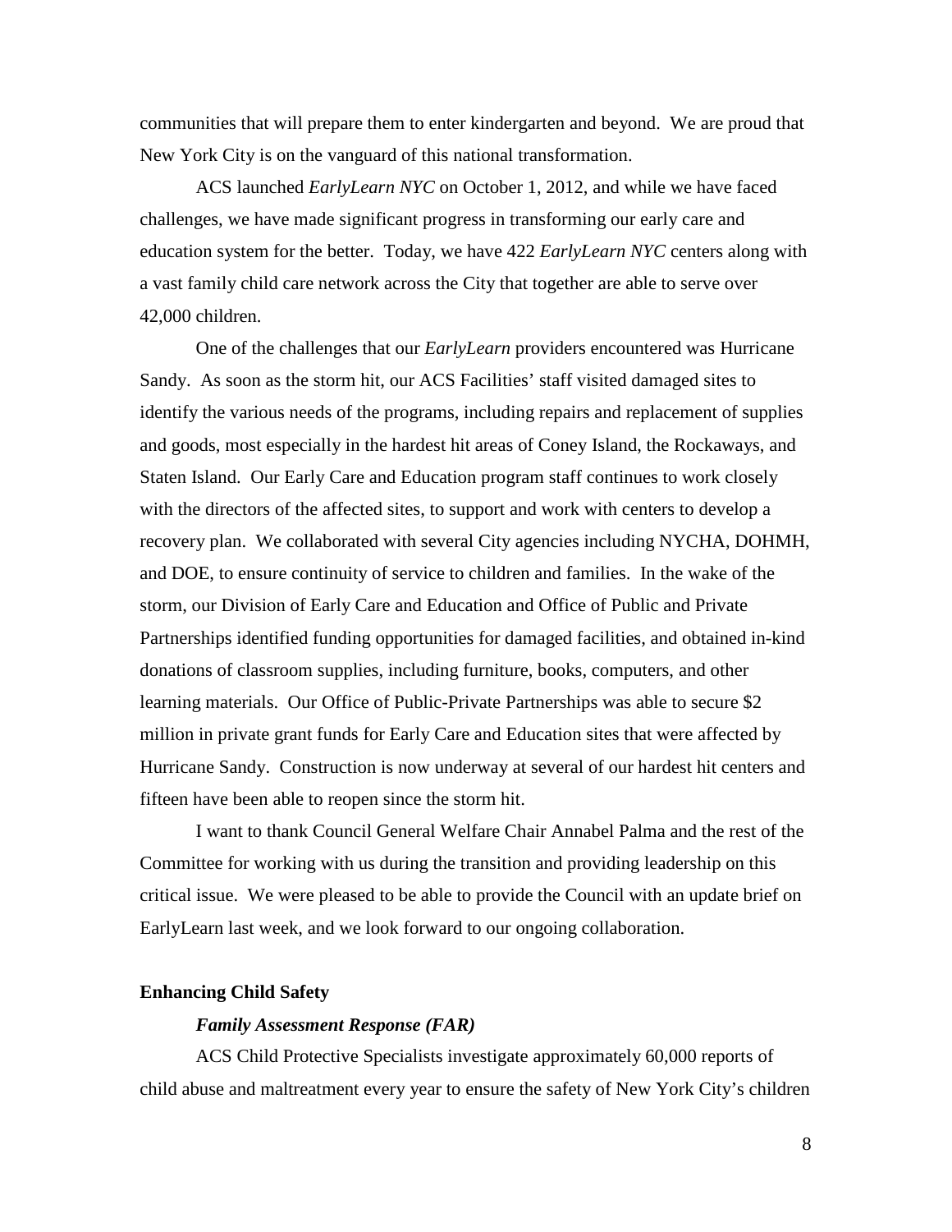communities that will prepare them to enter kindergarten and beyond. We are proud that New York City is on the vanguard of this national transformation.

ACS launched *EarlyLearn NYC* on October 1, 2012, and while we have faced challenges, we have made significant progress in transforming our early care and education system for the better. Today, we have 422 *EarlyLearn NYC* centers along with a vast family child care network across the City that together are able to serve over 42,000 children.

One of the challenges that our *EarlyLearn* providers encountered was Hurricane Sandy. As soon as the storm hit, our ACS Facilities' staff visited damaged sites to identify the various needs of the programs, including repairs and replacement of supplies and goods, most especially in the hardest hit areas of Coney Island, the Rockaways, and Staten Island. Our Early Care and Education program staff continues to work closely with the directors of the affected sites, to support and work with centers to develop a recovery plan. We collaborated with several City agencies including NYCHA, DOHMH, and DOE, to ensure continuity of service to children and families. In the wake of the storm, our Division of Early Care and Education and Office of Public and Private Partnerships identified funding opportunities for damaged facilities, and obtained in-kind donations of classroom supplies, including furniture, books, computers, and other learning materials. Our Office of Public-Private Partnerships was able to secure $2 million in private grant funds for Early Care and Education sites that were affected by Hurricane Sandy. Construction is now underway at several of our hardest hit centers and fifteen have been able to reopen since the storm hit.

I want to thank Council General Welfare Chair Annabel Palma and the rest of the Committee for working with us during the transition and providing leadership on this critical issue. We were pleased to be able to provide the Council with an update brief on EarlyLearn last week, and we look forward to our ongoing collaboration.

## Enhancing Child Safety

### *Family Assessment Response (FAR)*

ACS Child Protective Specialists investigate approximately 60,000 reports of child abuse and maltreatment every year to ensure the safety of New York City's children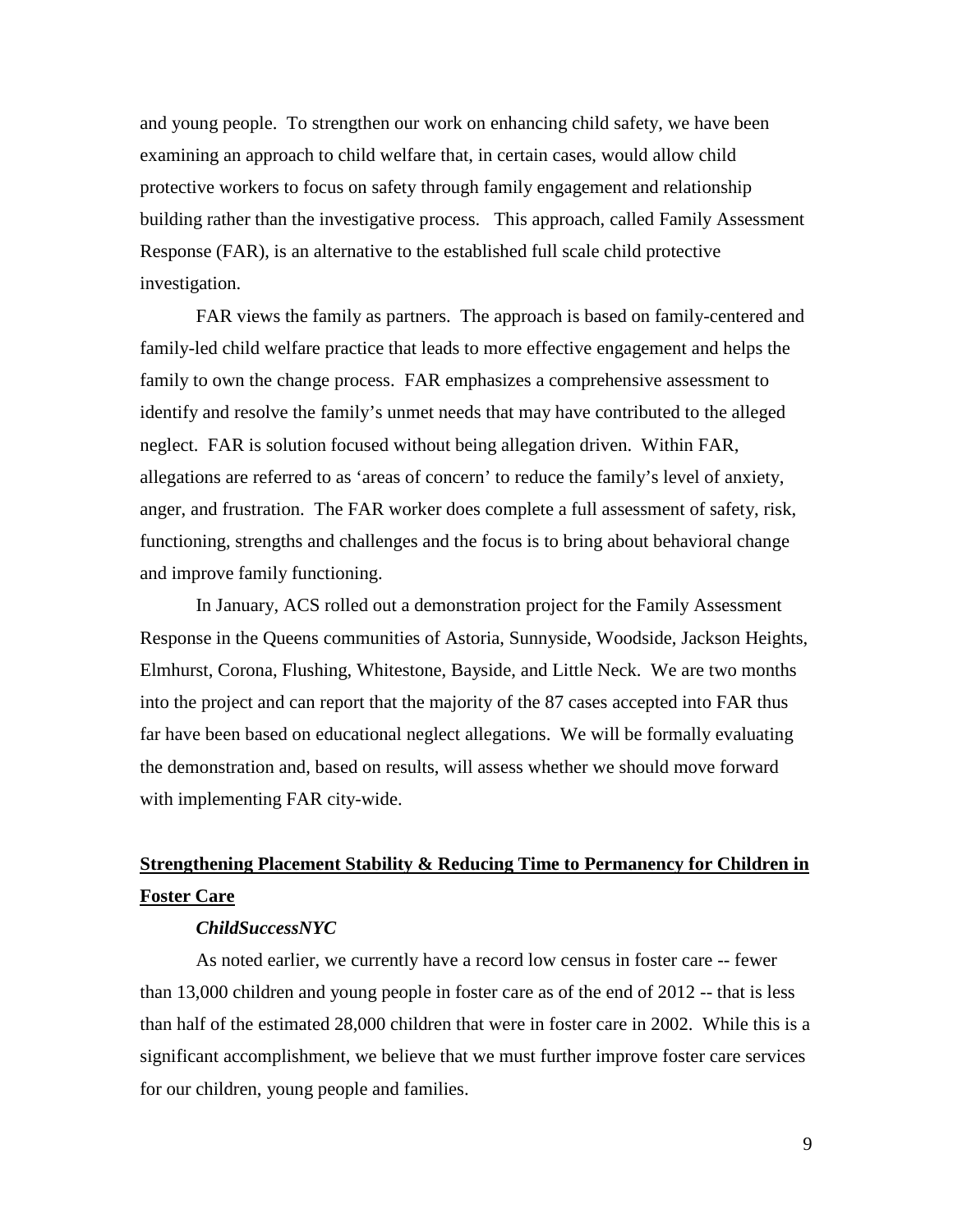and young people. To strengthen our work on enhancing child safety, we have been examining an approach to child welfare that, in certain cases, would allow child protective workers to focus on safety through family engagement and relationship building rather than the investigative process. This approach, called Family Assessment Response (FAR), is an alternative to the established full scale child protective investigation.

FAR views the family as partners. The approach is based on family-centered and family-led child welfare practice that leads to more effective engagement and helps the family to own the change process. FAR emphasizes a comprehensive assessment to identify and resolve the family's unmet needs that may have contributed to the alleged neglect. FAR is solution focused without being allegation driven. Within FAR, allegations are referred to as 'areas of concern' to reduce the family's level of anxiety, anger, and frustration. The FAR worker does complete a full assessment of safety, risk, functioning, strengths and challenges and the focus is to bring about behavioral change and improve family functioning.

In January, ACS rolled out a demonstration project for the Family Assessment Response in the Queens communities of Astoria, Sunnyside, Woodside, Jackson Heights, Elmhurst, Corona, Flushing, Whitestone, Bayside, and Little Neck. We are two months into the project and can report that the majority of the 87 cases accepted into FAR thus far have been based on educational neglect allegations. We will be formally evaluating the demonstration and, based on results, will assess whether we should move forward with implementing FAR city-wide.

## Strengthening Placement Stability & Reducing Time to Permanency for Children in Foster Care

### *ChildSuccessNYC*

As noted earlier, we currently have a record low census in foster care -- fewer than 13,000 children and young people in foster care as of the end of 2012 -- that is less than half of the estimated 28,000 children that were in foster care in 2002. While this is a significant accomplishment, we believe that we must further improve foster care services for our children, young people and families.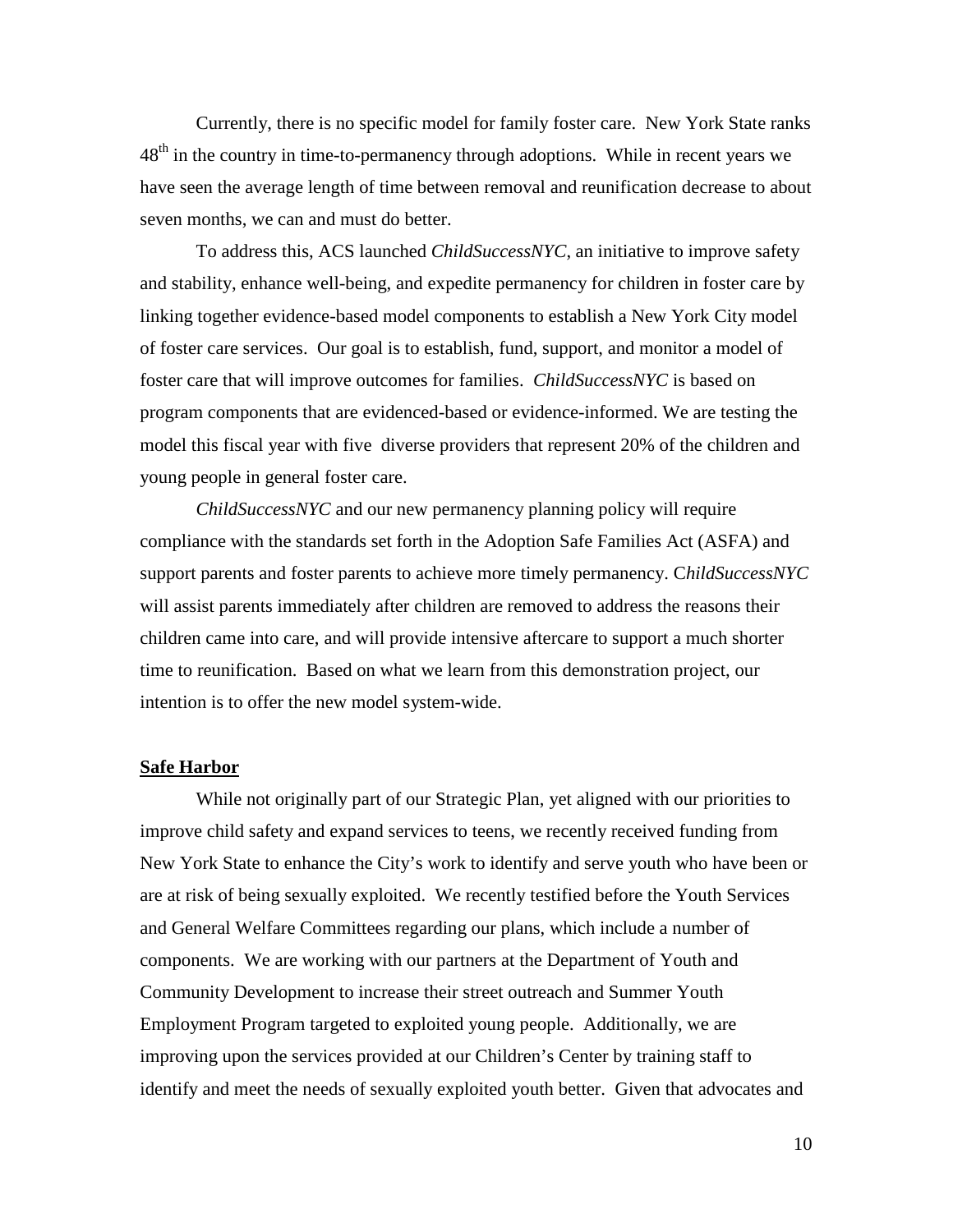Currently, there is no specific model for family foster care. New York State ranks 48th in the country in time-to-permanency through adoptions. While in recent years we have seen the average length of time between removal and reunification decrease to about seven months, we can and must do better.

To address this, ACS launched *ChildSuccessNYC*, an initiative to improve safety and stability, enhance well-being, and expedite permanency for children in foster care by linking together evidence-based model components to establish a New York City model of foster care services. Our goal is to establish, fund, support, and monitor a model of foster care that will improve outcomes for families. *ChildSuccessNYC* is based on program components that are evidenced-based or evidence-informed. We are testing the model this fiscal year with five diverse providers that represent 20% of the children and young people in general foster care.

*ChildSuccessNYC* and our new permanency planning policy will require compliance with the standards set forth in the Adoption Safe Families Act (ASFA) and support parents and foster parents to achieve more timely permanency. C*hildSuccessNYC* will assist parents immediately after children are removed to address the reasons their children came into care, and will provide intensive aftercare to support a much shorter time to reunification. Based on what we learn from this demonstration project, our intention is to offer the new model system-wide.

**Safe Harbor**

While not originally part of our Strategic Plan, yet aligned with our priorities to improve child safety and expand services to teens, we recently received funding from New York State to enhance the City's work to identify and serve youth who have been or are at risk of being sexually exploited. We recently testified before the Youth Services and General Welfare Committees regarding our plans, which include a number of components. We are working with our partners at the Department of Youth and Community Development to increase their street outreach and Summer Youth Employment Program targeted to exploited young people. Additionally, we are improving upon the services provided at our Children's Center by training staff to identify and meet the needs of sexually exploited youth better. Given that advocates and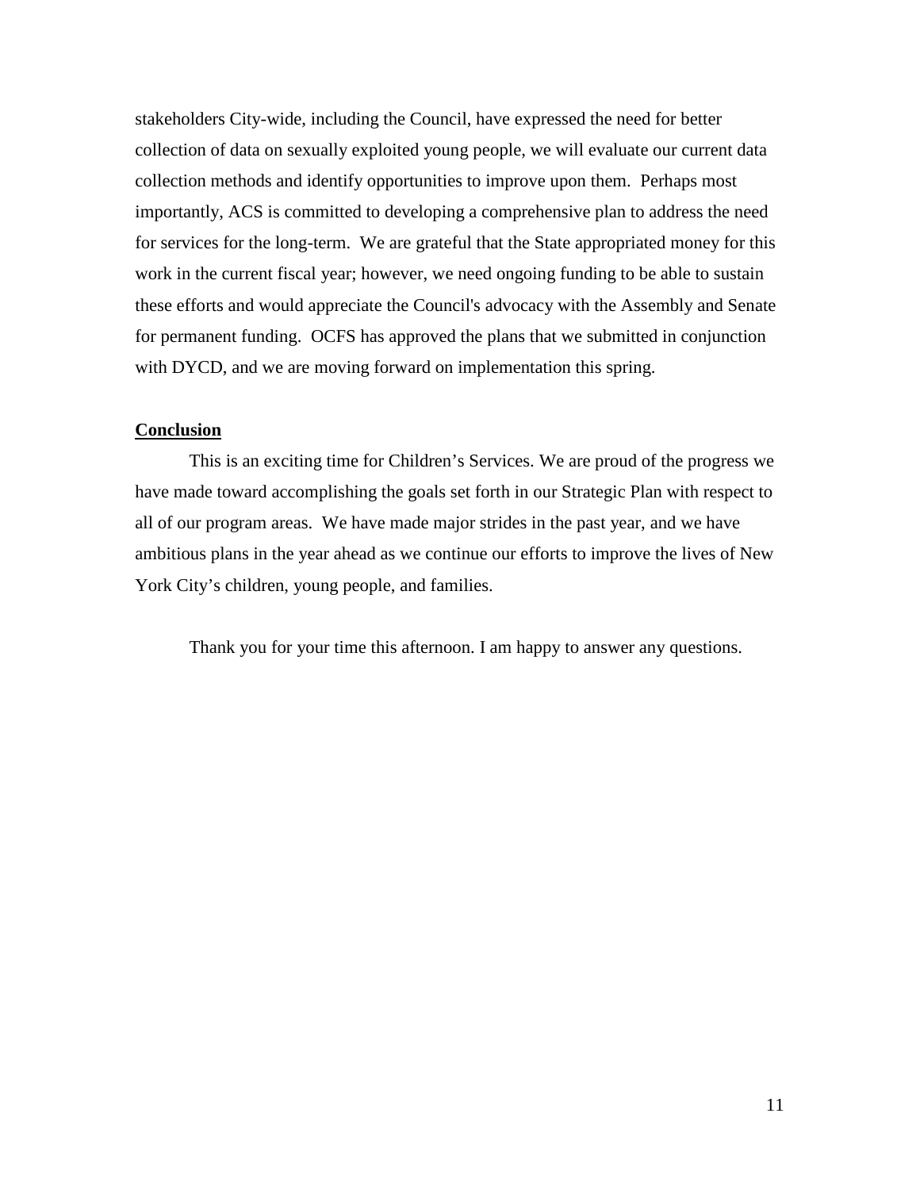stakeholders City-wide, including the Council, have expressed the need for better collection of data on sexually exploited young people, we will evaluate our current data collection methods and identify opportunities to improve upon them. Perhaps most importantly, ACS is committed to developing a comprehensive plan to address the need for services for the long-term. We are grateful that the State appropriated money for this work in the current fiscal year; however, we need ongoing funding to be able to sustain these efforts and would appreciate the Council's advocacy with the Assembly and Senate for permanent funding. OCFS has approved the plans that we submitted in conjunction with DYCD, and we are moving forward on implementation this spring.

**Conclusion**

This is an exciting time for Children's Services. We are proud of the progress we have made toward accomplishing the goals set forth in our Strategic Plan with respect to all of our program areas. We have made major strides in the past year, and we have ambitious plans in the year ahead as we continue our efforts to improve the lives of New York City's children, young people, and families.

Thank you for your time this afternoon. I am happy to answer any questions.